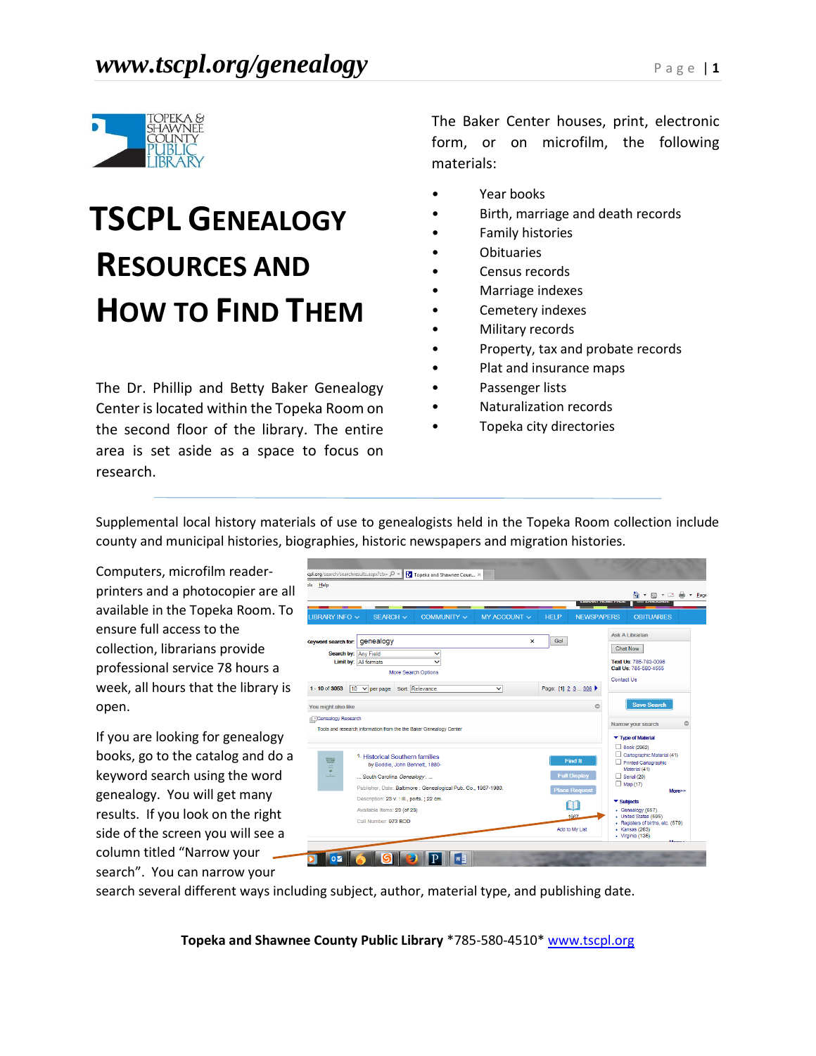# TSCPL Genealogy Resources and How to Find Them

The Dr. Phillip and Betty Baker Genealogy Center is located within the Topeka Room on the second floor of the library. The entire area is set aside as a space to focus on research.

The Baker Center houses, print, electronic form, or on microfilm, the following materials:

- Year books
- Birth, marriage and death records
- Family histories
- Obituaries
- Census records
- Marriage indexes
- Cemetery indexes
- Military records
- Property, tax and probate records
- Plat and insurance maps
- Passenger lists
- Naturalization records
- Topeka city directories

Supplemental local history materials of use to genealogists held in the Topeka Room collection include county and municipal histories, biographies, historic newspapers and migration histories.

Computers, microfilm reader-printers and a photocopier are all available in the Topeka Room. To ensure full access to the collection, librarians provide professional service 78 hours a week, all hours that the library is open.

If you are looking for genealogy books, go to the catalog and do a keyword search using the word genealogy. You will get many results. If you look on the right side of the screen you will see a column titled "Narrow your search". You can narrow your search several different ways including subject, author, material type, and publishing date.

**Topeka and Shawnee County Public Library** *785-580-4510* www.tscpl.org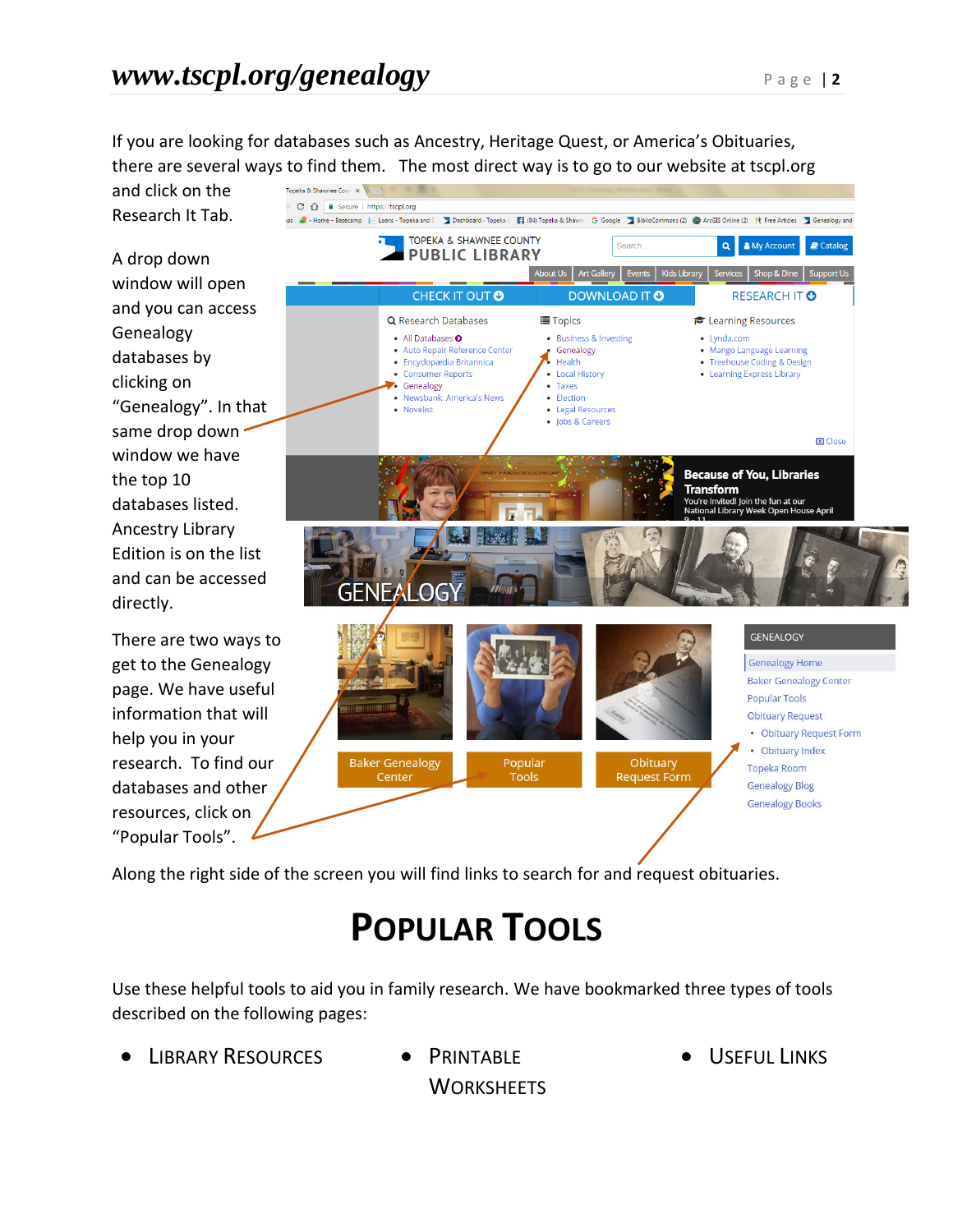If you are looking for databases such as Ancestry, Heritage Quest, or America's Obituaries, there are several ways to find them. The most direct way is to go to our website at tscpl.org and click on the Research It Tab.

A drop down window will open and you can access Genealogy databases by clicking on "Genealogy". In that same drop down window we have the top 10 databases listed. Ancestry Library Edition is on the list and can be accessed directly.

There are two ways to get to the Genealogy page. We have useful information that will help you in your research. To find our databases and other resources, click on "Popular Tools".

Along the right side of the screen you will find links to search for and request obituaries.

# POPULAR TOOLS

Use these helpful tools to aid you in family research. We have bookmarked three types of tools described on the following pages:

- LIBRARY RESOURCES
- PRINTABLE WORKSHEETS
- USEFUL LINKS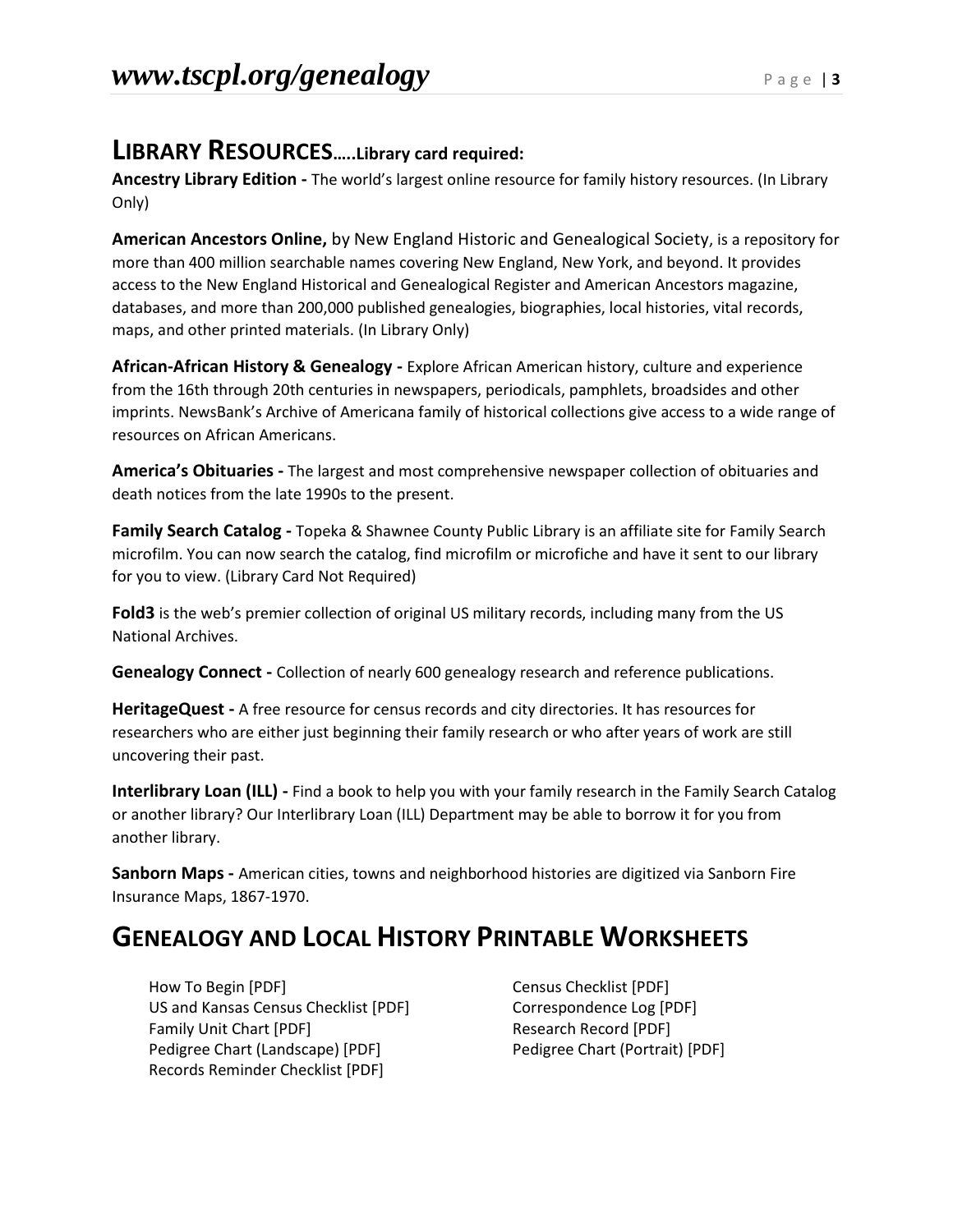## LIBRARY RESOURCES…..Library card required:

**Ancestry Library Edition -** The world's largest online resource for family history resources. (In Library Only)

**American Ancestors Online,** by New England Historic and Genealogical Society, is a repository for more than 400 million searchable names covering New England, New York, and beyond. It provides access to the New England Historical and Genealogical Register and American Ancestors magazine, databases, and more than 200,000 published genealogies, biographies, local histories, vital records, maps, and other printed materials. (In Library Only)

**African-African History & Genealogy -** Explore African American history, culture and experience from the 16th through 20th centuries in newspapers, periodicals, pamphlets, broadsides and other imprints. NewsBank's Archive of Americana family of historical collections give access to a wide range of resources on African Americans.

**America's Obituaries -** The largest and most comprehensive newspaper collection of obituaries and death notices from the late 1990s to the present.

**Family Search Catalog -** Topeka & Shawnee County Public Library is an affiliate site for Family Search microfilm. You can now search the catalog, find microfilm or microfiche and have it sent to our library for you to view. (Library Card Not Required)

**Fold3** is the web's premier collection of original US military records, including many from the US National Archives.

**Genealogy Connect -** Collection of nearly 600 genealogy research and reference publications.

**HeritageQuest -** A free resource for census records and city directories. It has resources for researchers who are either just beginning their family research or who after years of work are still uncovering their past.

**Interlibrary Loan (ILL) -** Find a book to help you with your family research in the Family Search Catalog or another library? Our Interlibrary Loan (ILL) Department may be able to borrow it for you from another library.

**Sanborn Maps -** American cities, towns and neighborhood histories are digitized via Sanborn Fire Insurance Maps, 1867-1970.

## GENEALOGY AND LOCAL HISTORY PRINTABLE WORKSHEETS

- How To Begin [PDF]
- US and Kansas Census Checklist [PDF]
- Family Unit Chart [PDF]
- Pedigree Chart (Landscape) [PDF]
- Records Reminder Checklist [PDF]
- Census Checklist [PDF]
- Correspondence Log [PDF]
- Research Record [PDF]
- Pedigree Chart (Portrait) [PDF]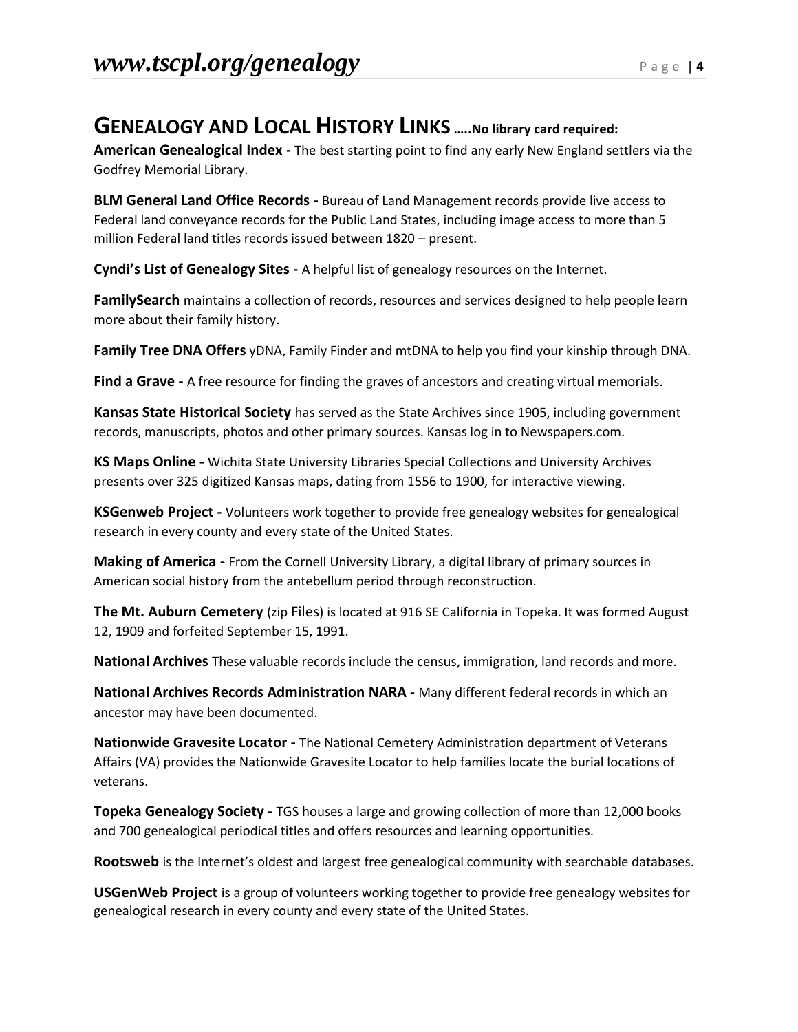## GENEALOGY AND LOCAL HISTORY LINKS .....No library card required:

**American Genealogical Index -** The best starting point to find any early New England settlers via the Godfrey Memorial Library.

**BLM General Land Office Records -** Bureau of Land Management records provide live access to Federal land conveyance records for the Public Land States, including image access to more than 5 million Federal land titles records issued between 1820 – present.

**Cyndi's List of Genealogy Sites -** A helpful list of genealogy resources on the Internet.

**FamilySearch** maintains a collection of records, resources and services designed to help people learn more about their family history.

**Family Tree DNA Offers** yDNA, Family Finder and mtDNA to help you find your kinship through DNA.

**Find a Grave -** A free resource for finding the graves of ancestors and creating virtual memorials.

**Kansas State Historical Society** has served as the State Archives since 1905, including government records, manuscripts, photos and other primary sources. Kansas log in to Newspapers.com.

**KS Maps Online -** Wichita State University Libraries Special Collections and University Archives presents over 325 digitized Kansas maps, dating from 1556 to 1900, for interactive viewing.

**KSGenweb Project -** Volunteers work together to provide free genealogy websites for genealogical research in every county and every state of the United States.

**Making of America -** From the Cornell University Library, a digital library of primary sources in American social history from the antebellum period through reconstruction.

**The Mt. Auburn Cemetery** (zip Files) is located at 916 SE California in Topeka. It was formed August 12, 1909 and forfeited September 15, 1991.

**National Archives** These valuable records include the census, immigration, land records and more.

**National Archives Records Administration NARA -** Many different federal records in which an ancestor may have been documented.

**Nationwide Gravesite Locator -** The National Cemetery Administration department of Veterans Affairs (VA) provides the Nationwide Gravesite Locator to help families locate the burial locations of veterans.

**Topeka Genealogy Society -** TGS houses a large and growing collection of more than 12,000 books and 700 genealogical periodical titles and offers resources and learning opportunities.

**Rootsweb** is the Internet's oldest and largest free genealogical community with searchable databases.

**USGenWeb Project** is a group of volunteers working together to provide free genealogy websites for genealogical research in every county and every state of the United States.